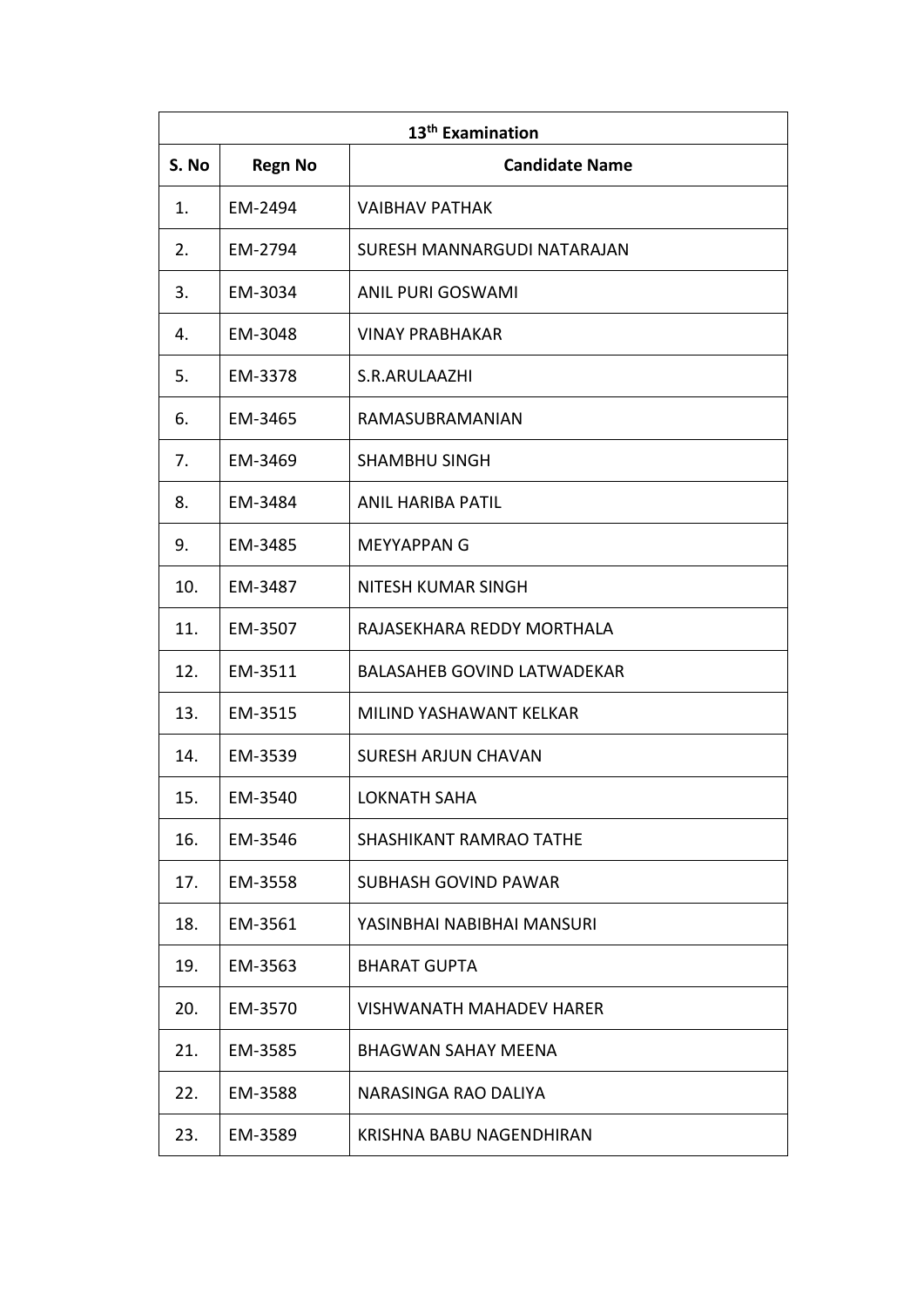| 13th Examination | | |
|---|---|---|
| **S. No** | **Regn No** | **Candidate Name** |
| 1. | EM-2494 | VAIBHAV PATHAK |
| 2. | EM-2794 | SURESH MANNARGUDI NATARAJAN |
| 3. | EM-3034 | ANIL PURI GOSWAMI |
| 4. | EM-3048 | VINAY PRABHAKAR |
| 5. | EM-3378 | S.R.ARULAAZHI |
| 6. | EM-3465 | RAMASUBRAMANIAN |
| 7. | EM-3469 | SHAMBHU SINGH |
| 8. | EM-3484 | ANIL HARIBA PATIL |
| 9. | EM-3485 | MEYYAPPAN G |
| 10. | EM-3487 | NITESH KUMAR SINGH |
| 11. | EM-3507 | RAJASEKHARA REDDY MORTHALA |
| 12. | EM-3511 | BALASAHEB GOVIND LATWADEKAR |
| 13. | EM-3515 | MILIND YASHAWANT KELKAR |
| 14. | EM-3539 | SURESH ARJUN CHAVAN |
| 15. | EM-3540 | LOKNATH SAHA |
| 16. | EM-3546 | SHASHIKANT RAMRAO TATHE |
| 17. | EM-3558 | SUBHASH GOVIND PAWAR |
| 18. | EM-3561 | YASINBHAI NABIBHAI MANSURI |
| 19. | EM-3563 | BHARAT GUPTA |
| 20. | EM-3570 | VISHWANATH MAHADEV HARER |
| 21. | EM-3585 | BHAGWAN SAHAY MEENA |
| 22. | EM-3588 | NARASINGA RAO DALIYA |
| 23. | EM-3589 | KRISHNA BABU NAGENDHIRAN |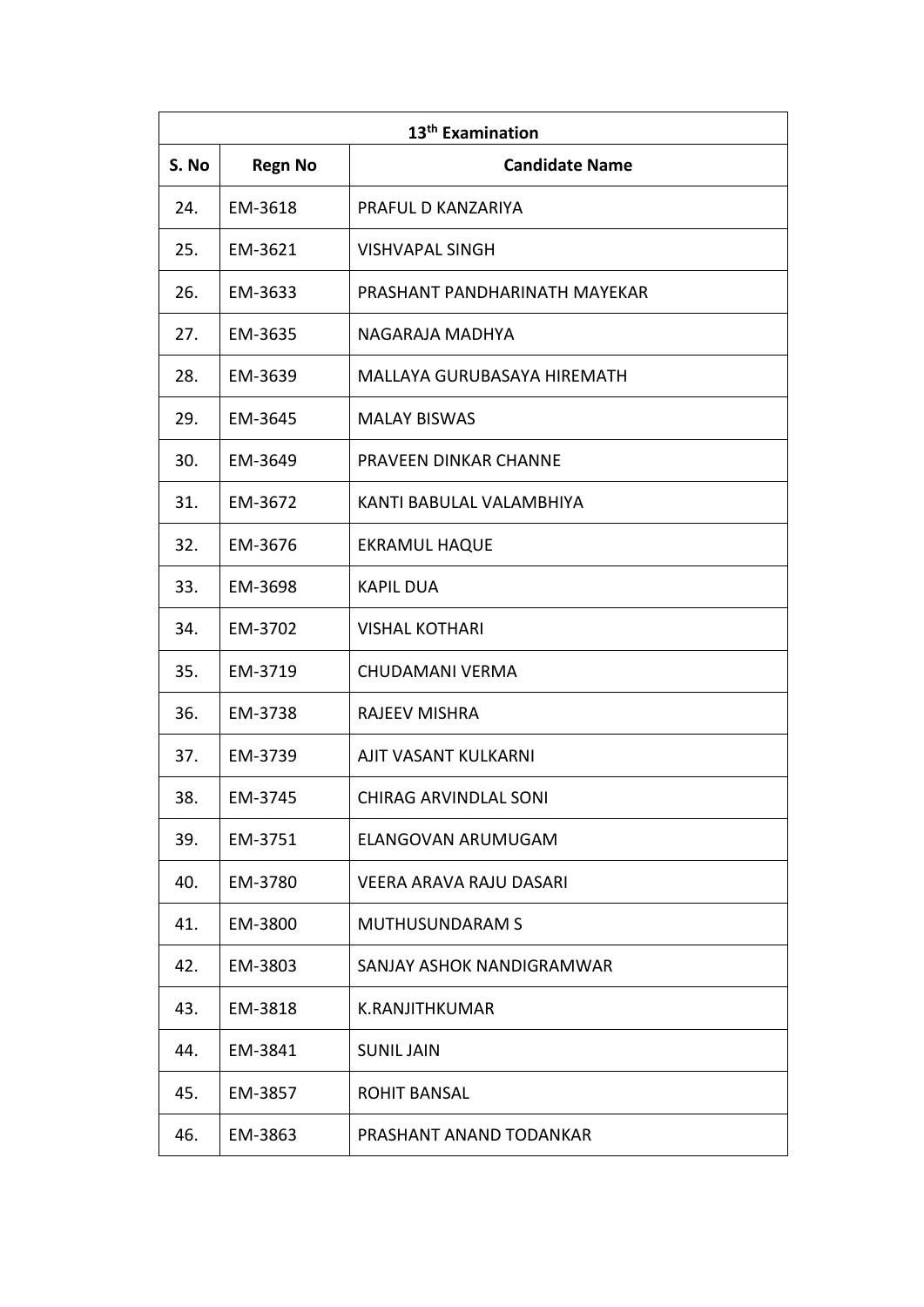| 13th Examination | | |
|---|---|---|
| **S. No** | **Regn No** | **Candidate Name** |
| 24. | EM-3618 | PRAFUL D KANZARIYA |
| 25. | EM-3621 | VISHVAPAL SINGH |
| 26. | EM-3633 | PRASHANT PANDHARINATH MAYEKAR |
| 27. | EM-3635 | NAGARAJA MADHYA |
| 28. | EM-3639 | MALLAYA GURUBASAYA HIREMATH |
| 29. | EM-3645 | MALAY BISWAS |
| 30. | EM-3649 | PRAVEEN DINKAR CHANNE |
| 31. | EM-3672 | KANTI BABULAL VALAMBHIYA |
| 32. | EM-3676 | EKRAMUL HAQUE |
| 33. | EM-3698 | KAPIL DUA |
| 34. | EM-3702 | VISHAL KOTHARI |
| 35. | EM-3719 | CHUDAMANI VERMA |
| 36. | EM-3738 | RAJEEV MISHRA |
| 37. | EM-3739 | AJIT VASANT KULKARNI |
| 38. | EM-3745 | CHIRAG ARVINDLAL SONI |
| 39. | EM-3751 | ELANGOVAN ARUMUGAM |
| 40. | EM-3780 | VEERA ARAVA RAJU DASARI |
| 41. | EM-3800 | MUTHUSUNDARAM S |
| 42. | EM-3803 | SANJAY ASHOK NANDIGRAMWAR |
| 43. | EM-3818 | K.RANJITHKUMAR |
| 44. | EM-3841 | SUNIL JAIN |
| 45. | EM-3857 | ROHIT BANSAL |
| 46. | EM-3863 | PRASHANT ANAND TODANKAR |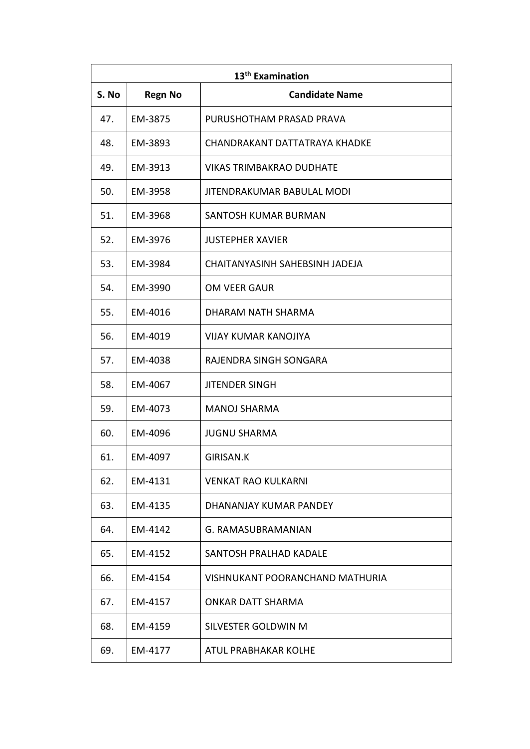| 13th Examination | | |
|---|---|---|
| **S. No** | **Regn No** | **Candidate Name** |
| 47. | EM-3875 | PURUSHOTHAM PRASAD PRAVA |
| 48. | EM-3893 | CHANDRAKANT DATTATRAYA KHADKE |
| 49. | EM-3913 | VIKAS TRIMBAKRAO DUDHATE |
| 50. | EM-3958 | JITENDRAKUMAR BABULAL MODI |
| 51. | EM-3968 | SANTOSH KUMAR BURMAN |
| 52. | EM-3976 | JUSTEPHER XAVIER |
| 53. | EM-3984 | CHAITANYASINH SAHEBSINH JADEJA |
| 54. | EM-3990 | OM VEER GAUR |
| 55. | EM-4016 | DHARAM NATH SHARMA |
| 56. | EM-4019 | VIJAY KUMAR KANOJIYA |
| 57. | EM-4038 | RAJENDRA SINGH SONGARA |
| 58. | EM-4067 | JITENDER SINGH |
| 59. | EM-4073 | MANOJ SHARMA |
| 60. | EM-4096 | JUGNU SHARMA |
| 61. | EM-4097 | GIRISAN.K |
| 62. | EM-4131 | VENKAT RAO KULKARNI |
| 63. | EM-4135 | DHANANJAY KUMAR PANDEY |
| 64. | EM-4142 | G. RAMASUBRAMANIAN |
| 65. | EM-4152 | SANTOSH PRALHAD KADALE |
| 66. | EM-4154 | VISHNUKANT POORANCHAND MATHURIA |
| 67. | EM-4157 | ONKAR DATT SHARMA |
| 68. | EM-4159 | SILVESTER GOLDWIN M |
| 69. | EM-4177 | ATUL PRABHAKAR KOLHE |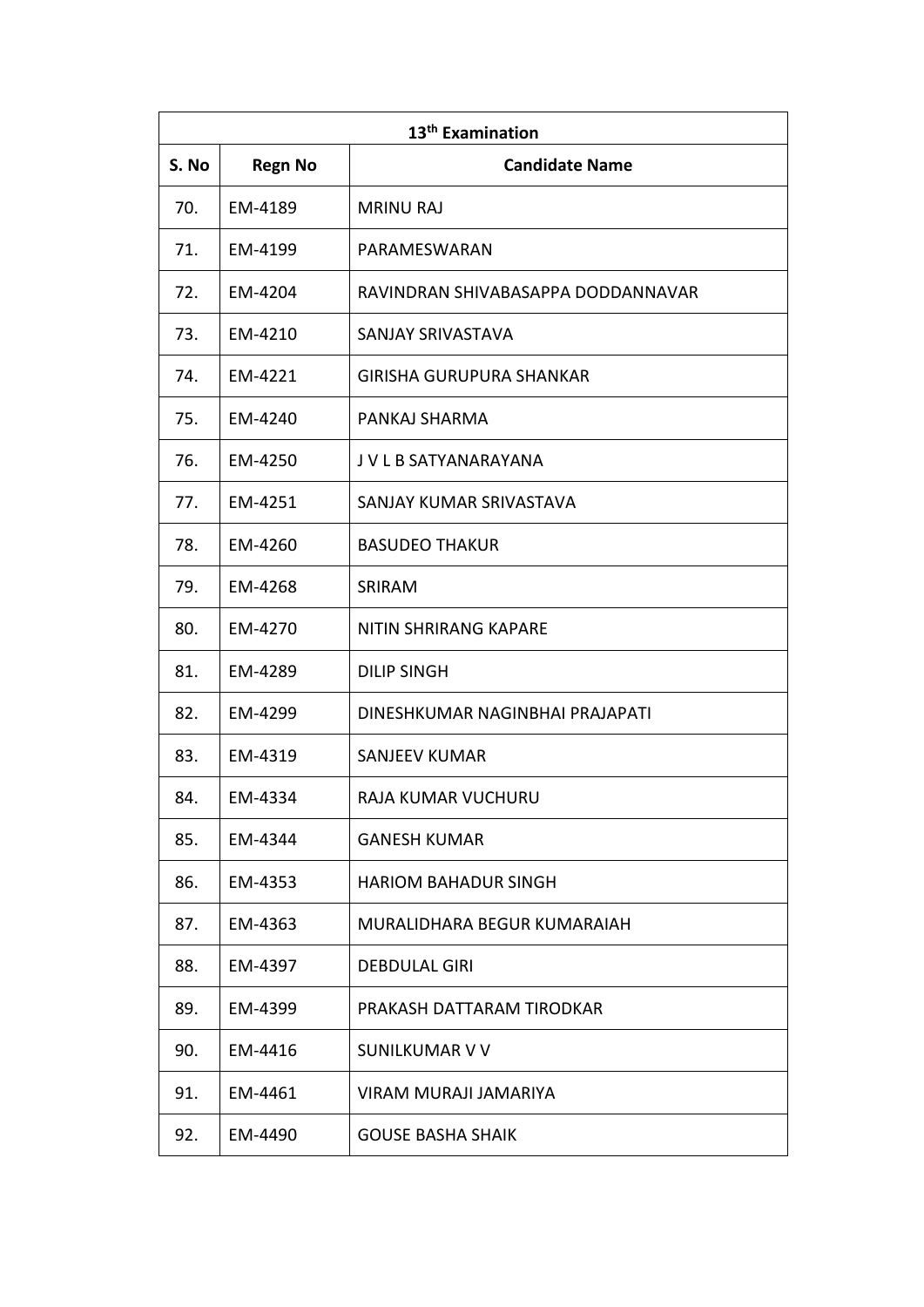| 13th Examination | | |
|---|---|---|
| **S. No** | **Regn No** | **Candidate Name** |
| 70. | EM-4189 | MRINU RAJ |
| 71. | EM-4199 | PARAMESWARAN |
| 72. | EM-4204 | RAVINDRAN SHIVABASAPPA DODDANNAVAR |
| 73. | EM-4210 | SANJAY SRIVASTAVA |
| 74. | EM-4221 | GIRISHA GURUPURA SHANKAR |
| 75. | EM-4240 | PANKAJ SHARMA |
| 76. | EM-4250 | J V L B SATYANARAYANA |
| 77. | EM-4251 | SANJAY KUMAR SRIVASTAVA |
| 78. | EM-4260 | BASUDEO THAKUR |
| 79. | EM-4268 | SRIRAM |
| 80. | EM-4270 | NITIN SHRIRANG KAPARE |
| 81. | EM-4289 | DILIP SINGH |
| 82. | EM-4299 | DINESHKUMAR NAGINBHAI PRAJAPATI |
| 83. | EM-4319 | SANJEEV KUMAR |
| 84. | EM-4334 | RAJA KUMAR VUCHURU |
| 85. | EM-4344 | GANESH KUMAR |
| 86. | EM-4353 | HARIOM BAHADUR SINGH |
| 87. | EM-4363 | MURALIDHARA BEGUR KUMARAIAH |
| 88. | EM-4397 | DEBDULAL GIRI |
| 89. | EM-4399 | PRAKASH DATTARAM TIRODKAR |
| 90. | EM-4416 | SUNILKUMAR V V |
| 91. | EM-4461 | VIRAM MURAJI JAMARIYA |
| 92. | EM-4490 | GOUSE BASHA SHAIK |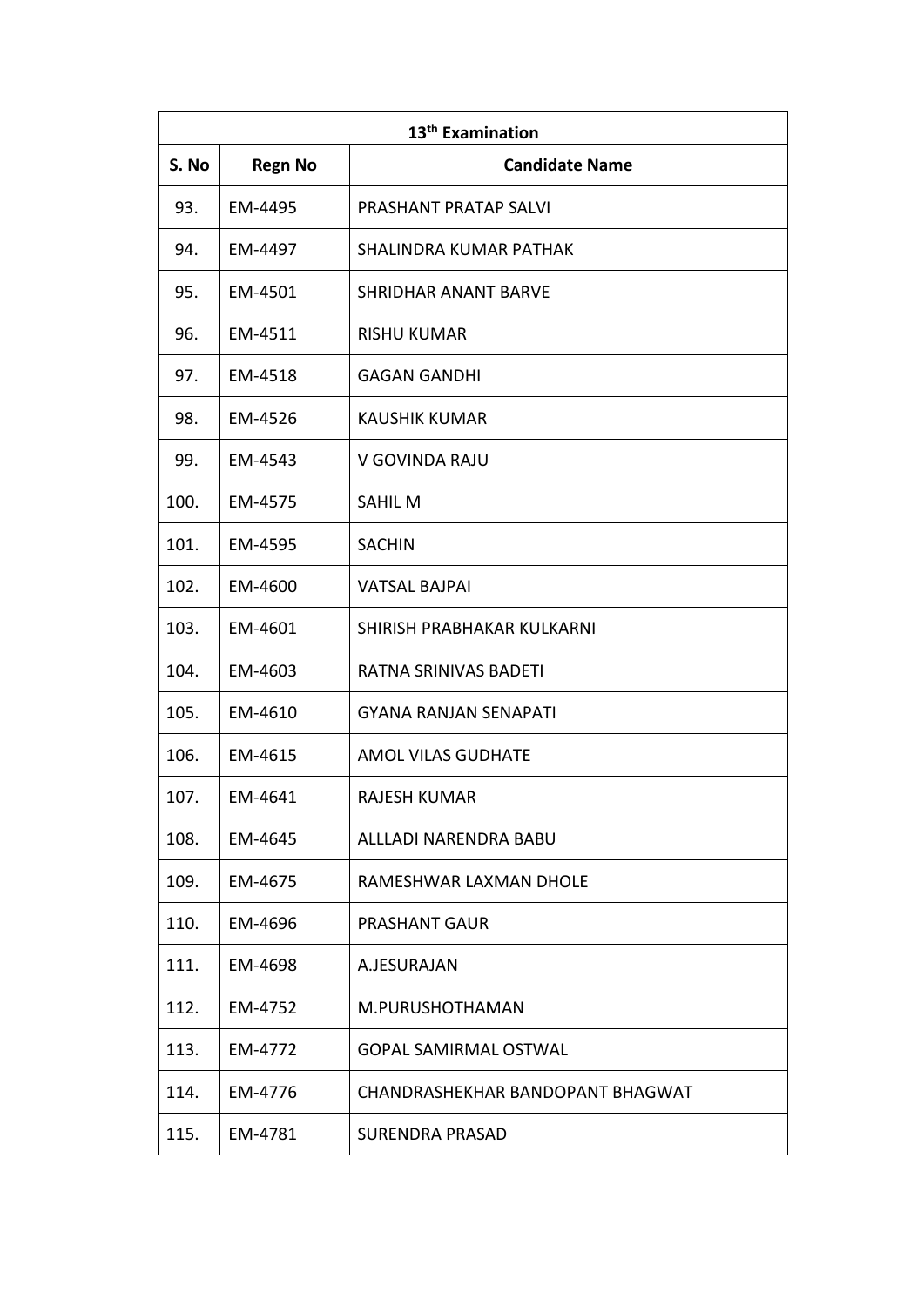| 13th Examination | | |
|---|---|---|
| **S. No** | **Regn No** | **Candidate Name** |
| 93. | EM-4495 | PRASHANT PRATAP SALVI |
| 94. | EM-4497 | SHALINDRA KUMAR PATHAK |
| 95. | EM-4501 | SHRIDHAR ANANT BARVE |
| 96. | EM-4511 | RISHU KUMAR |
| 97. | EM-4518 | GAGAN GANDHI |
| 98. | EM-4526 | KAUSHIK KUMAR |
| 99. | EM-4543 | V GOVINDA RAJU |
| 100. | EM-4575 | SAHIL M |
| 101. | EM-4595 | SACHIN |
| 102. | EM-4600 | VATSAL BAJPAI |
| 103. | EM-4601 | SHIRISH PRABHAKAR KULKARNI |
| 104. | EM-4603 | RATNA SRINIVAS BADETI |
| 105. | EM-4610 | GYANA RANJAN SENAPATI |
| 106. | EM-4615 | AMOL VILAS GUDHATE |
| 107. | EM-4641 | RAJESH KUMAR |
| 108. | EM-4645 | ALLLADI NARENDRA BABU |
| 109. | EM-4675 | RAMESHWAR LAXMAN DHOLE |
| 110. | EM-4696 | PRASHANT GAUR |
| 111. | EM-4698 | A.JESURAJAN |
| 112. | EM-4752 | M.PURUSHOTHAMAN |
| 113. | EM-4772 | GOPAL SAMIRMAL OSTWAL |
| 114. | EM-4776 | CHANDRASHEKHAR BANDOPANT BHAGWAT |
| 115. | EM-4781 | SURENDRA PRASAD |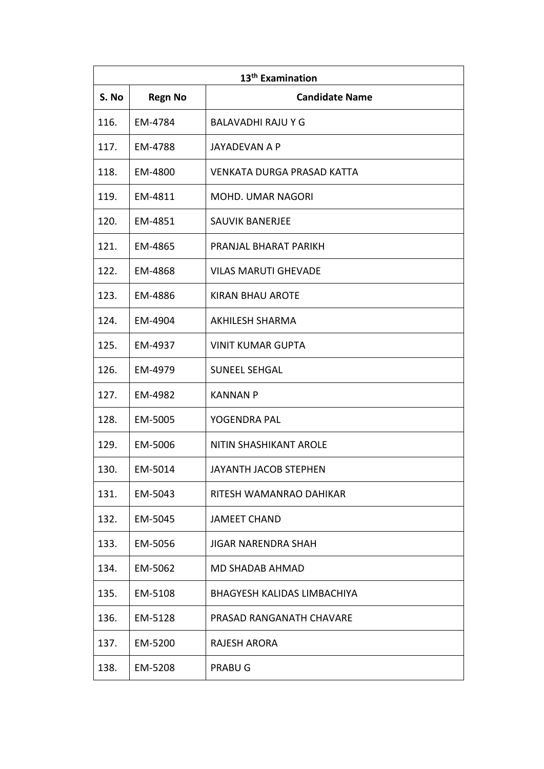| 13th Examination | | |
|---|---|---|
| **S. No** | **Regn No** | **Candidate Name** |
| 116. | EM-4784 | BALAVADHI RAJU Y G |
| 117. | EM-4788 | JAYADEVAN A P |
| 118. | EM-4800 | VENKATA DURGA PRASAD KATTA |
| 119. | EM-4811 | MOHD. UMAR NAGORI |
| 120. | EM-4851 | SAUVIK BANERJEE |
| 121. | EM-4865 | PRANJAL BHARAT PARIKH |
| 122. | EM-4868 | VILAS MARUTI GHEVADE |
| 123. | EM-4886 | KIRAN BHAU AROTE |
| 124. | EM-4904 | AKHILESH SHARMA |
| 125. | EM-4937 | VINIT KUMAR GUPTA |
| 126. | EM-4979 | SUNEEL SEHGAL |
| 127. | EM-4982 | KANNAN P |
| 128. | EM-5005 | YOGENDRA PAL |
| 129. | EM-5006 | NITIN SHASHIKANT AROLE |
| 130. | EM-5014 | JAYANTH JACOB STEPHEN |
| 131. | EM-5043 | RITESH WAMANRAO DAHIKAR |
| 132. | EM-5045 | JAMEET CHAND |
| 133. | EM-5056 | JIGAR NARENDRA SHAH |
| 134. | EM-5062 | MD SHADAB AHMAD |
| 135. | EM-5108 | BHAGYESH KALIDAS LIMBACHIYA |
| 136. | EM-5128 | PRASAD RANGANATH CHAVARE |
| 137. | EM-5200 | RAJESH ARORA |
| 138. | EM-5208 | PRABU G |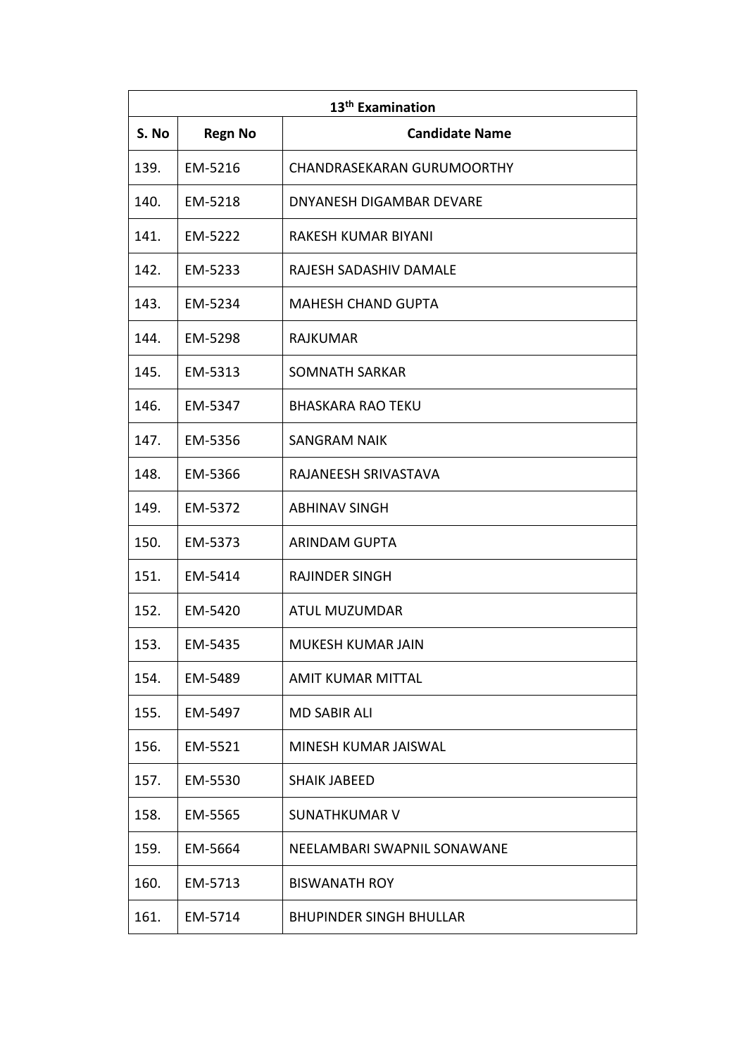| 13th Examination | | |
|---|---|---|
| **S. No** | **Regn No** | **Candidate Name** |
| 139. | EM-5216 | CHANDRASEKARAN GURUMOORTHY |
| 140. | EM-5218 | DNYANESH DIGAMBAR DEVARE |
| 141. | EM-5222 | RAKESH KUMAR BIYANI |
| 142. | EM-5233 | RAJESH SADASHIV DAMALE |
| 143. | EM-5234 | MAHESH CHAND GUPTA |
| 144. | EM-5298 | RAJKUMAR |
| 145. | EM-5313 | SOMNATH SARKAR |
| 146. | EM-5347 | BHASKARA RAO TEKU |
| 147. | EM-5356 | SANGRAM NAIK |
| 148. | EM-5366 | RAJANEESH SRIVASTAVA |
| 149. | EM-5372 | ABHINAV SINGH |
| 150. | EM-5373 | ARINDAM GUPTA |
| 151. | EM-5414 | RAJINDER SINGH |
| 152. | EM-5420 | ATUL MUZUMDAR |
| 153. | EM-5435 | MUKESH KUMAR JAIN |
| 154. | EM-5489 | AMIT KUMAR MITTAL |
| 155. | EM-5497 | MD SABIR ALI |
| 156. | EM-5521 | MINESH KUMAR JAISWAL |
| 157. | EM-5530 | SHAIK JABEED |
| 158. | EM-5565 | SUNATHKUMAR V |
| 159. | EM-5664 | NEELAMBARI SWAPNIL SONAWANE |
| 160. | EM-5713 | BISWANATH ROY |
| 161. | EM-5714 | BHUPINDER SINGH BHULLAR |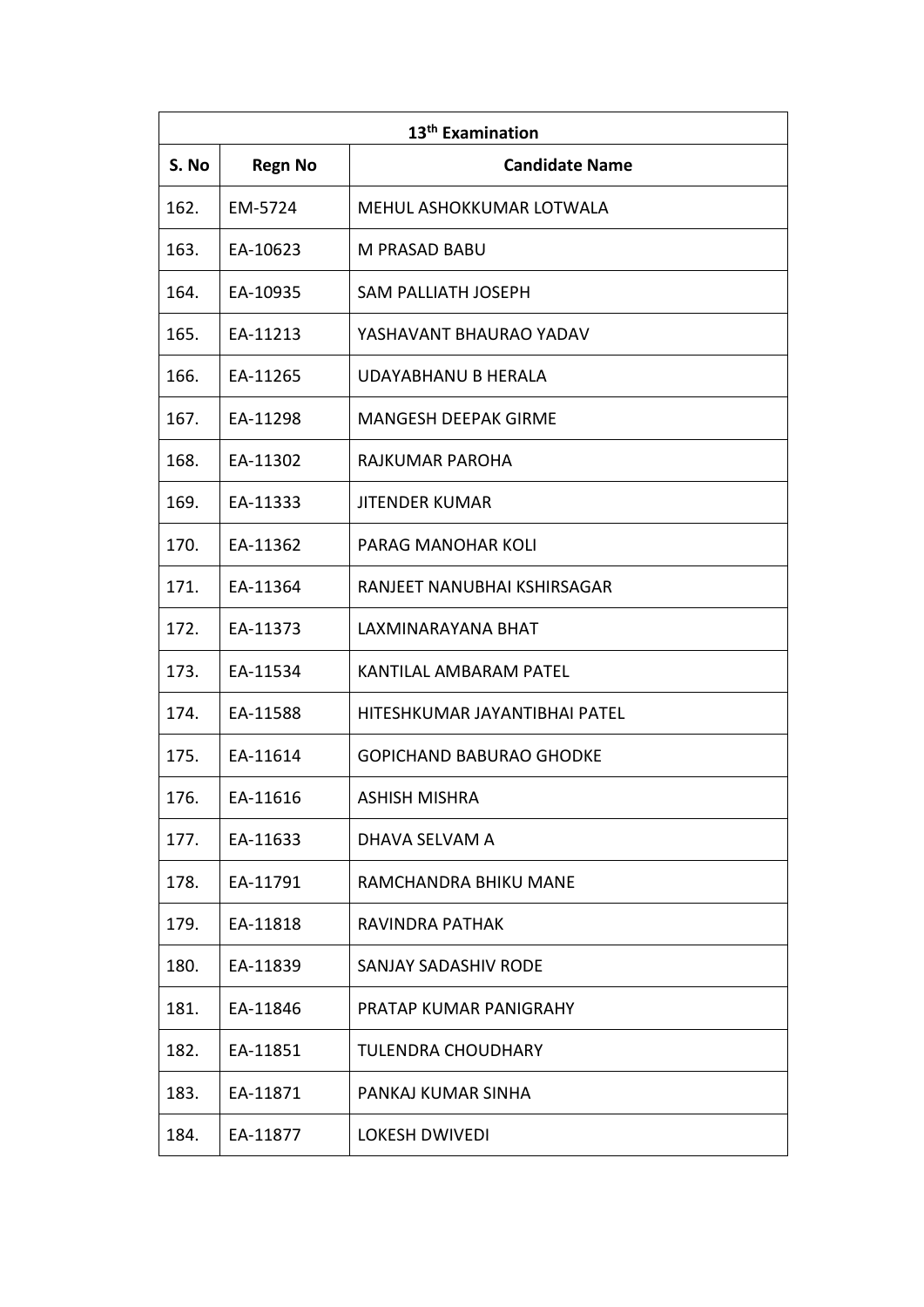| 13th Examination | | |
|---|---|---|
| **S. No** | **Regn No** | **Candidate Name** |
| 162. | EM-5724 | MEHUL ASHOKKUMAR LOTWALA |
| 163. | EA-10623 | M PRASAD BABU |
| 164. | EA-10935 | SAM PALLIATH JOSEPH |
| 165. | EA-11213 | YASHAVANT BHAURAO YADAV |
| 166. | EA-11265 | UDAYABHANU B HERALA |
| 167. | EA-11298 | MANGESH DEEPAK GIRME |
| 168. | EA-11302 | RAJKUMAR PAROHA |
| 169. | EA-11333 | JITENDER KUMAR |
| 170. | EA-11362 | PARAG MANOHAR KOLI |
| 171. | EA-11364 | RANJEET NANUBHAI KSHIRSAGAR |
| 172. | EA-11373 | LAXMINARAYANA BHAT |
| 173. | EA-11534 | KANTILAL AMBARAM PATEL |
| 174. | EA-11588 | HITESHKUMAR JAYANTIBHAI PATEL |
| 175. | EA-11614 | GOPICHAND BABURAO GHODKE |
| 176. | EA-11616 | ASHISH MISHRA |
| 177. | EA-11633 | DHAVA SELVAM A |
| 178. | EA-11791 | RAMCHANDRA BHIKU MANE |
| 179. | EA-11818 | RAVINDRA PATHAK |
| 180. | EA-11839 | SANJAY SADASHIV RODE |
| 181. | EA-11846 | PRATAP KUMAR PANIGRAHY |
| 182. | EA-11851 | TULENDRA CHOUDHARY |
| 183. | EA-11871 | PANKAJ KUMAR SINHA |
| 184. | EA-11877 | LOKESH DWIVEDI |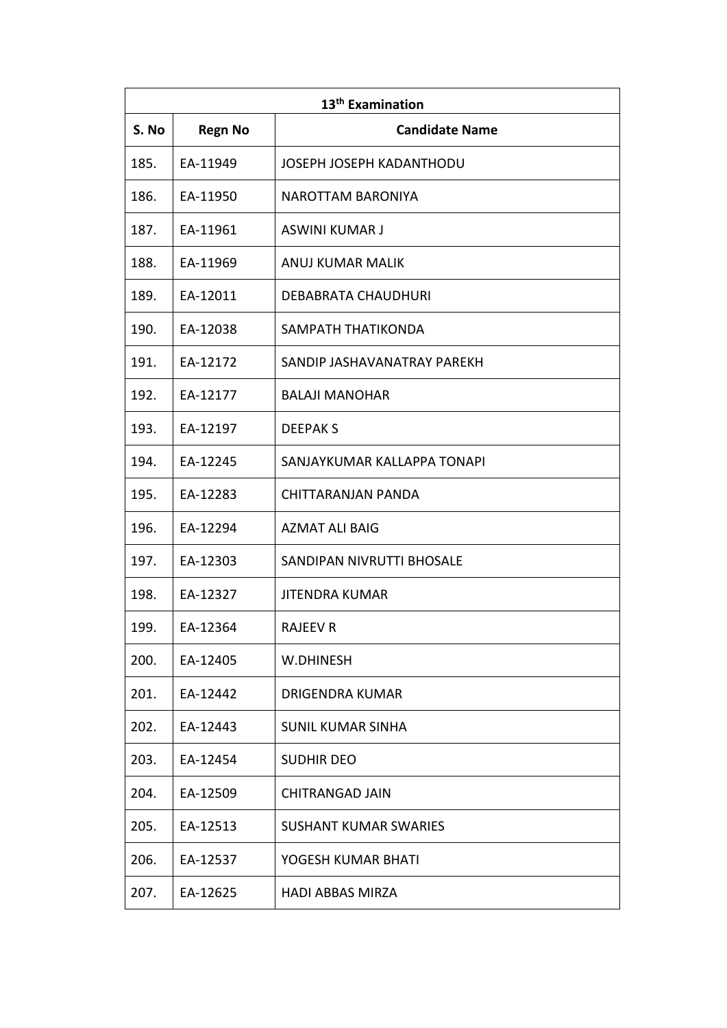| 13th Examination | | |
|---|---|---|
| **S. No** | **Regn No** | **Candidate Name** |
| 185. | EA-11949 | JOSEPH JOSEPH KADANTHODU |
| 186. | EA-11950 | NAROTTAM BARONIYA |
| 187. | EA-11961 | ASWINI KUMAR J |
| 188. | EA-11969 | ANUJ KUMAR MALIK |
| 189. | EA-12011 | DEBABRATA CHAUDHURI |
| 190. | EA-12038 | SAMPATH THATIKONDA |
| 191. | EA-12172 | SANDIP JASHAVANATRAY PAREKH |
| 192. | EA-12177 | BALAJI MANOHAR |
| 193. | EA-12197 | DEEPAK S |
| 194. | EA-12245 | SANJAYKUMAR KALLAPPA TONAPI |
| 195. | EA-12283 | CHITTARANJAN PANDA |
| 196. | EA-12294 | AZMAT ALI BAIG |
| 197. | EA-12303 | SANDIPAN NIVRUTTI BHOSALE |
| 198. | EA-12327 | JITENDRA KUMAR |
| 199. | EA-12364 | RAJEEV R |
| 200. | EA-12405 | W.DHINESH |
| 201. | EA-12442 | DRIGENDRA KUMAR |
| 202. | EA-12443 | SUNIL KUMAR SINHA |
| 203. | EA-12454 | SUDHIR DEO |
| 204. | EA-12509 | CHITRANGAD JAIN |
| 205. | EA-12513 | SUSHANT KUMAR SWARIES |
| 206. | EA-12537 | YOGESH KUMAR BHATI |
| 207. | EA-12625 | HADI ABBAS MIRZA |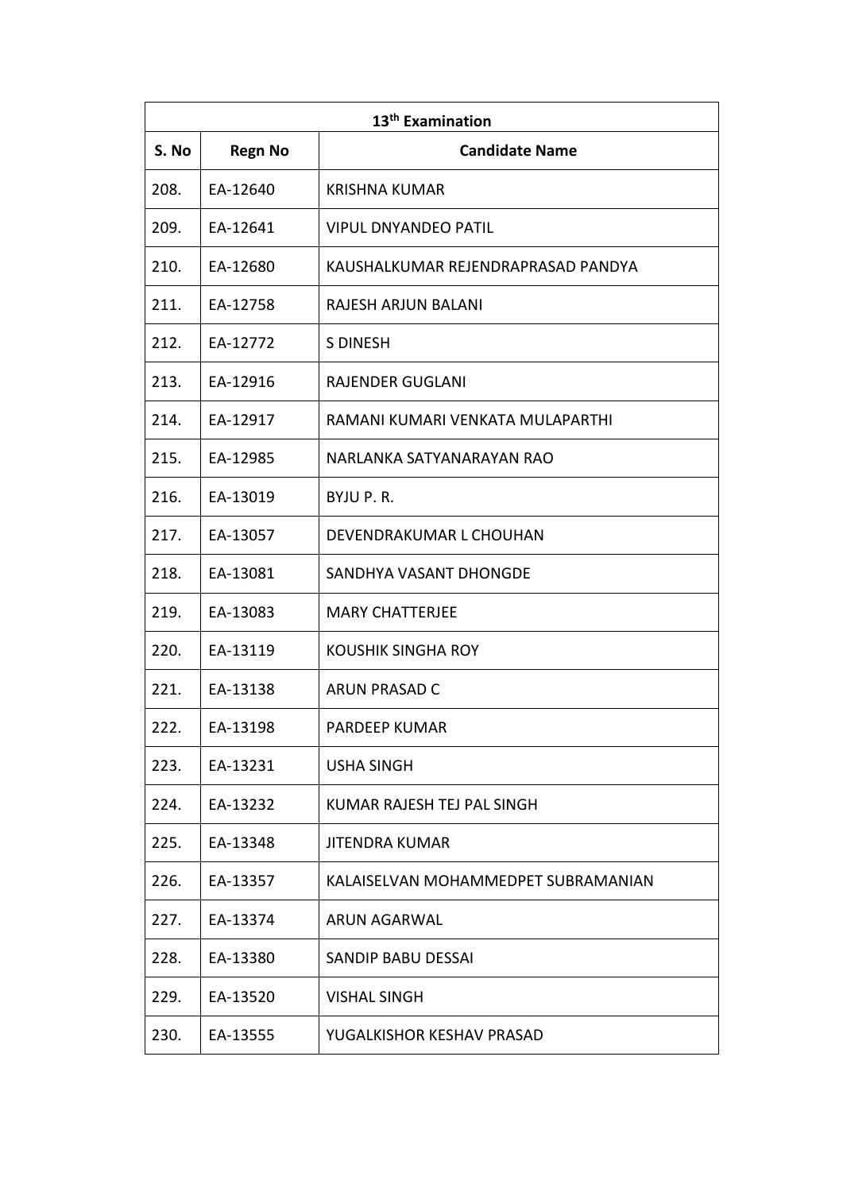| 13th Examination | | |
|---|---|---|
| **S. No** | **Regn No** | **Candidate Name** |
| 208. | EA-12640 | KRISHNA KUMAR |
| 209. | EA-12641 | VIPUL DNYANDEO PATIL |
| 210. | EA-12680 | KAUSHALKUMAR REJENDRAPRASAD PANDYA |
| 211. | EA-12758 | RAJESH ARJUN BALANI |
| 212. | EA-12772 | S DINESH |
| 213. | EA-12916 | RAJENDER GUGLANI |
| 214. | EA-12917 | RAMANI KUMARI VENKATA MULAPARTHI |
| 215. | EA-12985 | NARLANKA SATYANARAYAN RAO |
| 216. | EA-13019 | BYJU P. R. |
| 217. | EA-13057 | DEVENDRAKUMAR L CHOUHAN |
| 218. | EA-13081 | SANDHYA VASANT DHONGDE |
| 219. | EA-13083 | MARY CHATTERJEE |
| 220. | EA-13119 | KOUSHIK SINGHA ROY |
| 221. | EA-13138 | ARUN PRASAD C |
| 222. | EA-13198 | PARDEEP KUMAR |
| 223. | EA-13231 | USHA SINGH |
| 224. | EA-13232 | KUMAR RAJESH TEJ PAL SINGH |
| 225. | EA-13348 | JITENDRA KUMAR |
| 226. | EA-13357 | KALAISELVAN MOHAMMEDPET SUBRAMANIAN |
| 227. | EA-13374 | ARUN AGARWAL |
| 228. | EA-13380 | SANDIP BABU DESSAI |
| 229. | EA-13520 | VISHAL SINGH |
| 230. | EA-13555 | YUGALKISHOR KESHAV PRASAD |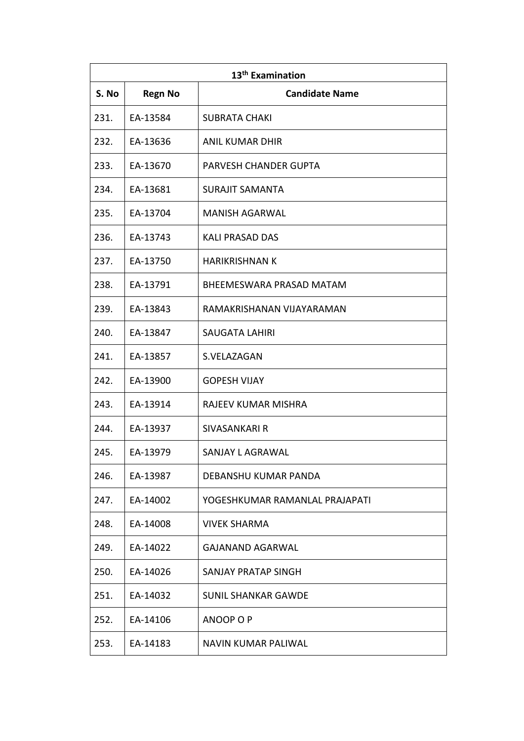| 13th Examination | | |
|---|---|---|
| **S. No** | **Regn No** | **Candidate Name** |
| 231. | EA-13584 | SUBRATA CHAKI |
| 232. | EA-13636 | ANIL KUMAR DHIR |
| 233. | EA-13670 | PARVESH CHANDER GUPTA |
| 234. | EA-13681 | SURAJIT SAMANTA |
| 235. | EA-13704 | MANISH AGARWAL |
| 236. | EA-13743 | KALI PRASAD DAS |
| 237. | EA-13750 | HARIKRISHNAN K |
| 238. | EA-13791 | BHEEMESWARA PRASAD MATAM |
| 239. | EA-13843 | RAMAKRISHANAN VIJAYARAMAN |
| 240. | EA-13847 | SAUGATA LAHIRI |
| 241. | EA-13857 | S.VELAZAGAN |
| 242. | EA-13900 | GOPESH VIJAY |
| 243. | EA-13914 | RAJEEV KUMAR MISHRA |
| 244. | EA-13937 | SIVASANKARI R |
| 245. | EA-13979 | SANJAY L AGRAWAL |
| 246. | EA-13987 | DEBANSHU KUMAR PANDA |
| 247. | EA-14002 | YOGESHKUMAR RAMANLAL PRAJAPATI |
| 248. | EA-14008 | VIVEK SHARMA |
| 249. | EA-14022 | GAJANAND AGARWAL |
| 250. | EA-14026 | SANJAY PRATAP SINGH |
| 251. | EA-14032 | SUNIL SHANKAR GAWDE |
| 252. | EA-14106 | ANOOP O P |
| 253. | EA-14183 | NAVIN KUMAR PALIWAL |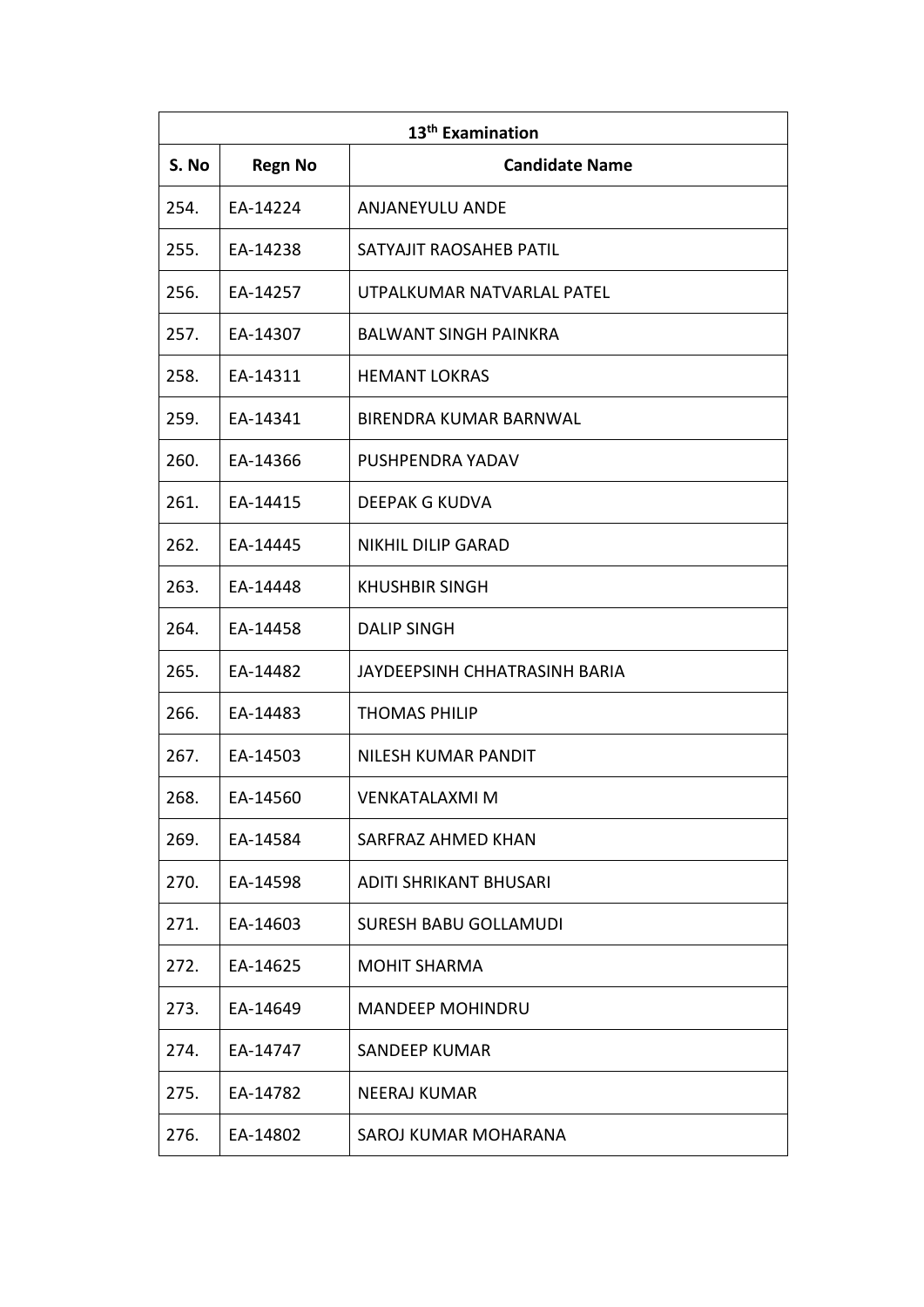| 13th Examination | | |
|---|---|---|
| **S. No** | **Regn No** | **Candidate Name** |
| 254. | EA-14224 | ANJANEYULU ANDE |
| 255. | EA-14238 | SATYAJIT RAOSAHEB PATIL |
| 256. | EA-14257 | UTPALKUMAR NATVARLAL PATEL |
| 257. | EA-14307 | BALWANT SINGH PAINKRA |
| 258. | EA-14311 | HEMANT LOKRAS |
| 259. | EA-14341 | BIRENDRA KUMAR BARNWAL |
| 260. | EA-14366 | PUSHPENDRA YADAV |
| 261. | EA-14415 | DEEPAK G KUDVA |
| 262. | EA-14445 | NIKHIL DILIP GARAD |
| 263. | EA-14448 | KHUSHBIR SINGH |
| 264. | EA-14458 | DALIP SINGH |
| 265. | EA-14482 | JAYDEEPSINH CHHATRASINH BARIA |
| 266. | EA-14483 | THOMAS PHILIP |
| 267. | EA-14503 | NILESH KUMAR PANDIT |
| 268. | EA-14560 | VENKATALAXMI M |
| 269. | EA-14584 | SARFRAZ AHMED KHAN |
| 270. | EA-14598 | ADITI SHRIKANT BHUSARI |
| 271. | EA-14603 | SURESH BABU GOLLAMUDI |
| 272. | EA-14625 | MOHIT SHARMA |
| 273. | EA-14649 | MANDEEP MOHINDRU |
| 274. | EA-14747 | SANDEEP KUMAR |
| 275. | EA-14782 | NEERAJ KUMAR |
| 276. | EA-14802 | SAROJ KUMAR MOHARANA |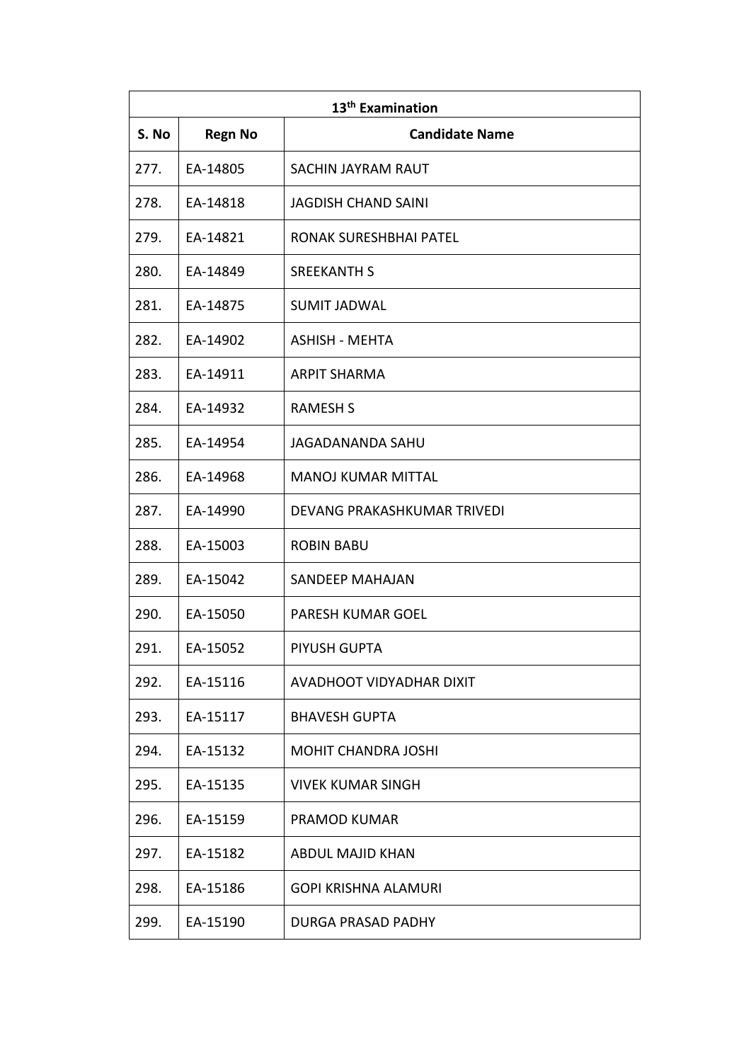| 13th Examination | | |
|---|---|---|
| **S. No** | **Regn No** | **Candidate Name** |
| 277. | EA-14805 | SACHIN JAYRAM RAUT |
| 278. | EA-14818 | JAGDISH CHAND SAINI |
| 279. | EA-14821 | RONAK SURESHBHAI PATEL |
| 280. | EA-14849 | SREEKANTH S |
| 281. | EA-14875 | SUMIT JADWAL |
| 282. | EA-14902 | ASHISH - MEHTA |
| 283. | EA-14911 | ARPIT SHARMA |
| 284. | EA-14932 | RAMESH S |
| 285. | EA-14954 | JAGADANANDA SAHU |
| 286. | EA-14968 | MANOJ KUMAR MITTAL |
| 287. | EA-14990 | DEVANG PRAKASHKUMAR TRIVEDI |
| 288. | EA-15003 | ROBIN BABU |
| 289. | EA-15042 | SANDEEP MAHAJAN |
| 290. | EA-15050 | PARESH KUMAR GOEL |
| 291. | EA-15052 | PIYUSH GUPTA |
| 292. | EA-15116 | AVADHOOT VIDYADHAR DIXIT |
| 293. | EA-15117 | BHAVESH GUPTA |
| 294. | EA-15132 | MOHIT CHANDRA JOSHI |
| 295. | EA-15135 | VIVEK KUMAR SINGH |
| 296. | EA-15159 | PRAMOD KUMAR |
| 297. | EA-15182 | ABDUL MAJID KHAN |
| 298. | EA-15186 | GOPI KRISHNA ALAMURI |
| 299. | EA-15190 | DURGA PRASAD PADHY |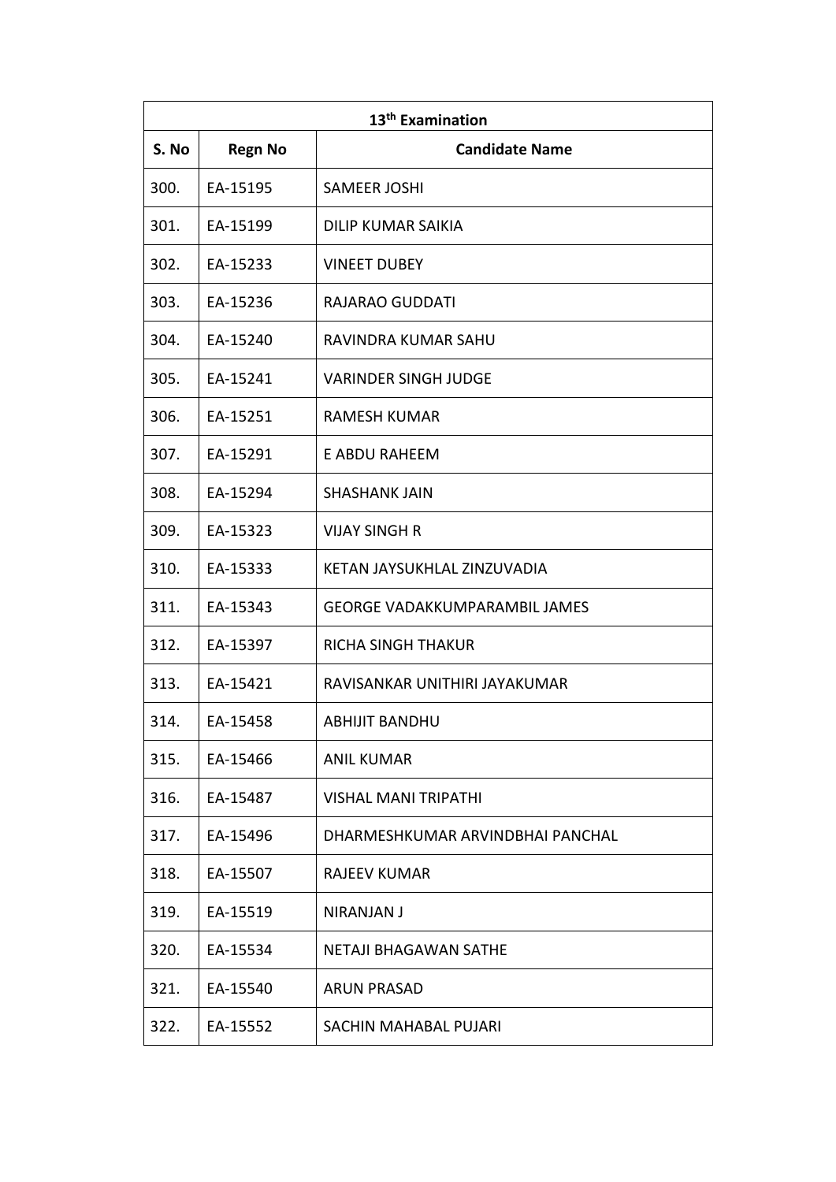| 13th Examination | | |
|---|---|---|
| **S. No** | **Regn No** | **Candidate Name** |
| 300. | EA-15195 | SAMEER JOSHI |
| 301. | EA-15199 | DILIP KUMAR SAIKIA |
| 302. | EA-15233 | VINEET DUBEY |
| 303. | EA-15236 | RAJARAO GUDDATI |
| 304. | EA-15240 | RAVINDRA KUMAR SAHU |
| 305. | EA-15241 | VARINDER SINGH JUDGE |
| 306. | EA-15251 | RAMESH KUMAR |
| 307. | EA-15291 | E ABDU RAHEEM |
| 308. | EA-15294 | SHASHANK JAIN |
| 309. | EA-15323 | VIJAY SINGH R |
| 310. | EA-15333 | KETAN JAYSUKHLAL ZINZUVADIA |
| 311. | EA-15343 | GEORGE VADAKKUMPARAMBIL JAMES |
| 312. | EA-15397 | RICHA SINGH THAKUR |
| 313. | EA-15421 | RAVISANKAR UNITHIRI JAYAKUMAR |
| 314. | EA-15458 | ABHIJIT BANDHU |
| 315. | EA-15466 | ANIL KUMAR |
| 316. | EA-15487 | VISHAL MANI TRIPATHI |
| 317. | EA-15496 | DHARMESHKUMAR ARVINDBHAI PANCHAL |
| 318. | EA-15507 | RAJEEV KUMAR |
| 319. | EA-15519 | NIRANJAN J |
| 320. | EA-15534 | NETAJI BHAGAWAN SATHE |
| 321. | EA-15540 | ARUN PRASAD |
| 322. | EA-15552 | SACHIN MAHABAL PUJARI |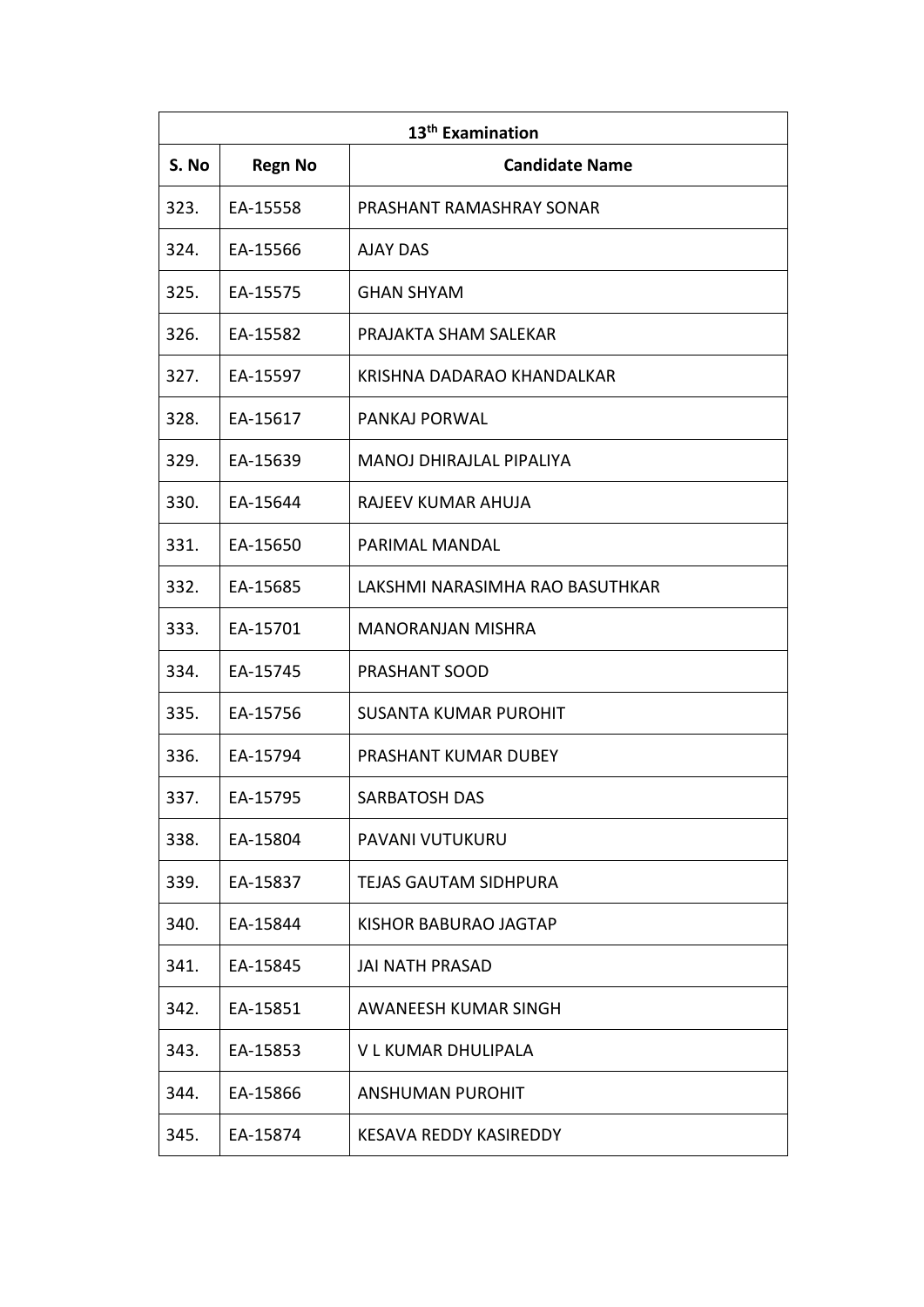| 13th Examination | | |
|---|---|---|
| **S. No** | **Regn No** | **Candidate Name** |
| 323. | EA-15558 | PRASHANT RAMASHRAY SONAR |
| 324. | EA-15566 | AJAY DAS |
| 325. | EA-15575 | GHAN SHYAM |
| 326. | EA-15582 | PRAJAKTA SHAM SALEKAR |
| 327. | EA-15597 | KRISHNA DADARAO KHANDALKAR |
| 328. | EA-15617 | PANKAJ PORWAL |
| 329. | EA-15639 | MANOJ DHIRAJLAL PIPALIYA |
| 330. | EA-15644 | RAJEEV KUMAR AHUJA |
| 331. | EA-15650 | PARIMAL MANDAL |
| 332. | EA-15685 | LAKSHMI NARASIMHA RAO BASUTHKAR |
| 333. | EA-15701 | MANORANJAN MISHRA |
| 334. | EA-15745 | PRASHANT SOOD |
| 335. | EA-15756 | SUSANTA KUMAR PUROHIT |
| 336. | EA-15794 | PRASHANT KUMAR DUBEY |
| 337. | EA-15795 | SARBATOSH DAS |
| 338. | EA-15804 | PAVANI VUTUKURU |
| 339. | EA-15837 | TEJAS GAUTAM SIDHPURA |
| 340. | EA-15844 | KISHOR BABURAO JAGTAP |
| 341. | EA-15845 | JAI NATH PRASAD |
| 342. | EA-15851 | AWANEESH KUMAR SINGH |
| 343. | EA-15853 | V L KUMAR DHULIPALA |
| 344. | EA-15866 | ANSHUMAN PUROHIT |
| 345. | EA-15874 | KESAVA REDDY KASIREDDY |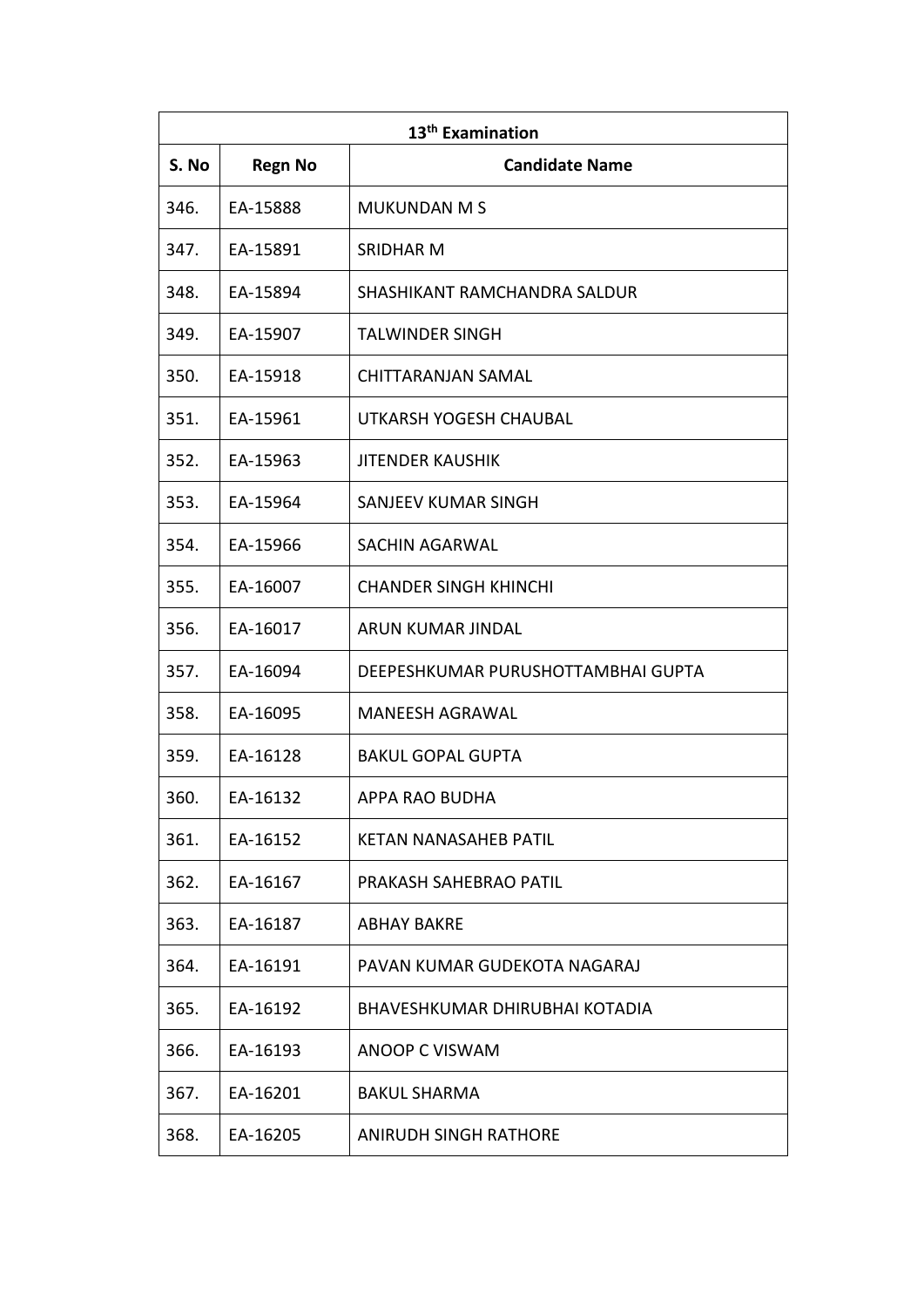| 13th Examination | | |
|---|---|---|
| **S. No** | **Regn No** | **Candidate Name** |
| 346. | EA-15888 | MUKUNDAN M S |
| 347. | EA-15891 | SRIDHAR M |
| 348. | EA-15894 | SHASHIKANT RAMCHANDRA SALDUR |
| 349. | EA-15907 | TALWINDER SINGH |
| 350. | EA-15918 | CHITTARANJAN SAMAL |
| 351. | EA-15961 | UTKARSH YOGESH CHAUBAL |
| 352. | EA-15963 | JITENDER KAUSHIK |
| 353. | EA-15964 | SANJEEV KUMAR SINGH |
| 354. | EA-15966 | SACHIN AGARWAL |
| 355. | EA-16007 | CHANDER SINGH KHINCHI |
| 356. | EA-16017 | ARUN KUMAR JINDAL |
| 357. | EA-16094 | DEEPESHKUMAR PURUSHOTTAMBHAI GUPTA |
| 358. | EA-16095 | MANEESH AGRAWAL |
| 359. | EA-16128 | BAKUL GOPAL GUPTA |
| 360. | EA-16132 | APPA RAO BUDHA |
| 361. | EA-16152 | KETAN NANASAHEB PATIL |
| 362. | EA-16167 | PRAKASH SAHEBRAO PATIL |
| 363. | EA-16187 | ABHAY BAKRE |
| 364. | EA-16191 | PAVAN KUMAR GUDEKOTA NAGARAJ |
| 365. | EA-16192 | BHAVESHKUMAR DHIRUBHAI KOTADIA |
| 366. | EA-16193 | ANOOP C VISWAM |
| 367. | EA-16201 | BAKUL SHARMA |
| 368. | EA-16205 | ANIRUDH SINGH RATHORE |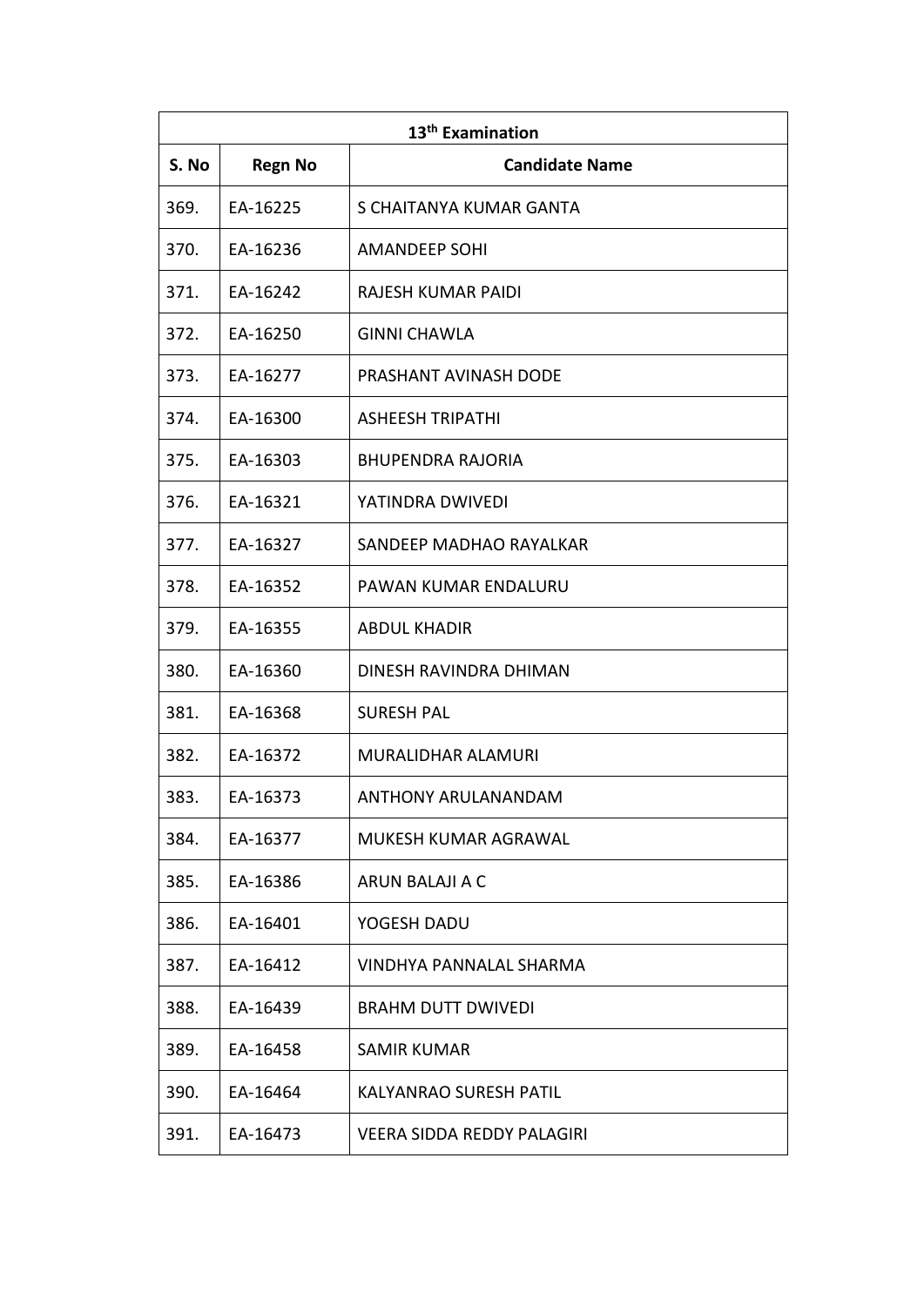| 13th Examination | | |
|---|---|---|
| **S. No** | **Regn No** | **Candidate Name** |
| 369. | EA-16225 | S CHAITANYA KUMAR GANTA |
| 370. | EA-16236 | AMANDEEP SOHI |
| 371. | EA-16242 | RAJESH KUMAR PAIDI |
| 372. | EA-16250 | GINNI CHAWLA |
| 373. | EA-16277 | PRASHANT AVINASH DODE |
| 374. | EA-16300 | ASHEESH TRIPATHI |
| 375. | EA-16303 | BHUPENDRA RAJORIA |
| 376. | EA-16321 | YATINDRA DWIVEDI |
| 377. | EA-16327 | SANDEEP MADHAO RAYALKAR |
| 378. | EA-16352 | PAWAN KUMAR ENDALURU |
| 379. | EA-16355 | ABDUL KHADIR |
| 380. | EA-16360 | DINESH RAVINDRA DHIMAN |
| 381. | EA-16368 | SURESH PAL |
| 382. | EA-16372 | MURALIDHAR ALAMURI |
| 383. | EA-16373 | ANTHONY ARULANANDAM |
| 384. | EA-16377 | MUKESH KUMAR AGRAWAL |
| 385. | EA-16386 | ARUN BALAJI A C |
| 386. | EA-16401 | YOGESH DADU |
| 387. | EA-16412 | VINDHYA PANNALAL SHARMA |
| 388. | EA-16439 | BRAHM DUTT DWIVEDI |
| 389. | EA-16458 | SAMIR KUMAR |
| 390. | EA-16464 | KALYANRAO SURESH PATIL |
| 391. | EA-16473 | VEERA SIDDA REDDY PALAGIRI |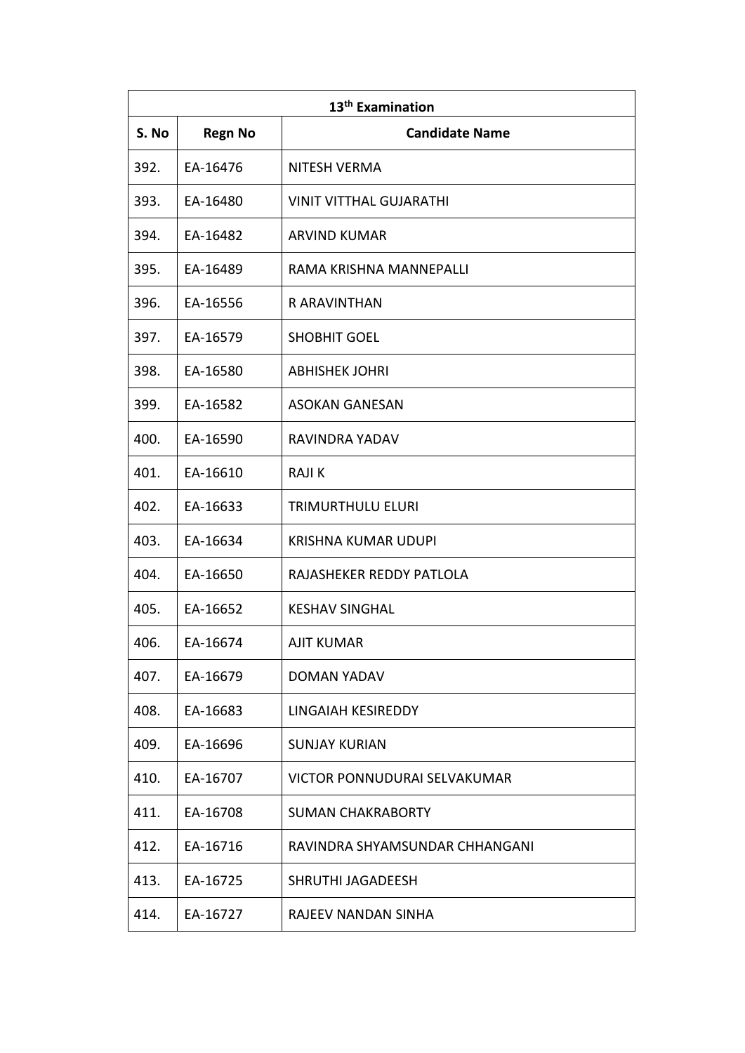| 13th Examination | | |
|---|---|---|
| S. No | Regn No | Candidate Name |
| 392. | EA-16476 | NITESH VERMA |
| 393. | EA-16480 | VINIT VITTHAL GUJARATHI |
| 394. | EA-16482 | ARVIND KUMAR |
| 395. | EA-16489 | RAMA KRISHNA MANNEPALLI |
| 396. | EA-16556 | R ARAVINTHAN |
| 397. | EA-16579 | SHOBHIT GOEL |
| 398. | EA-16580 | ABHISHEK JOHRI |
| 399. | EA-16582 | ASOKAN GANESAN |
| 400. | EA-16590 | RAVINDRA YADAV |
| 401. | EA-16610 | RAJI K |
| 402. | EA-16633 | TRIMURTHULU ELURI |
| 403. | EA-16634 | KRISHNA KUMAR UDUPI |
| 404. | EA-16650 | RAJASHEKER REDDY PATLOLA |
| 405. | EA-16652 | KESHAV SINGHAL |
| 406. | EA-16674 | AJIT KUMAR |
| 407. | EA-16679 | DOMAN YADAV |
| 408. | EA-16683 | LINGAIAH KESIREDDY |
| 409. | EA-16696 | SUNJAY KURIAN |
| 410. | EA-16707 | VICTOR PONNUDURAI SELVAKUMAR |
| 411. | EA-16708 | SUMAN CHAKRABORTY |
| 412. | EA-16716 | RAVINDRA SHYAMSUNDAR CHHANGANI |
| 413. | EA-16725 | SHRUTHI JAGADEESH |
| 414. | EA-16727 | RAJEEV NANDAN SINHA |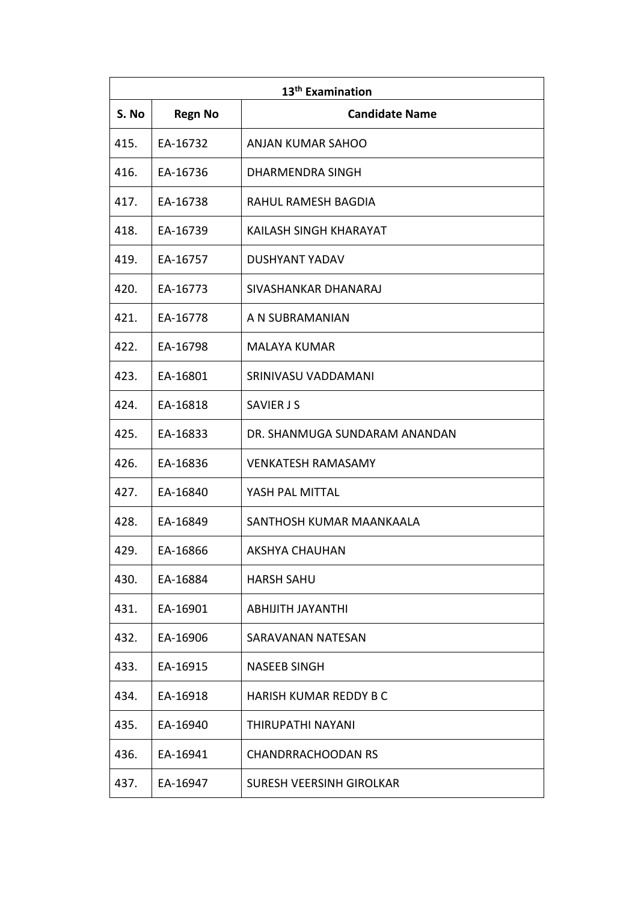| 13th Examination | | |
|---|---|---|
| **S. No** | **Regn No** | **Candidate Name** |
| 415. | EA-16732 | ANJAN KUMAR SAHOO |
| 416. | EA-16736 | DHARMENDRA SINGH |
| 417. | EA-16738 | RAHUL RAMESH BAGDIA |
| 418. | EA-16739 | KAILASH SINGH KHARAYAT |
| 419. | EA-16757 | DUSHYANT YADAV |
| 420. | EA-16773 | SIVASHANKAR DHANARAJ |
| 421. | EA-16778 | A N SUBRAMANIAN |
| 422. | EA-16798 | MALAYA KUMAR |
| 423. | EA-16801 | SRINIVASU VADDAMANI |
| 424. | EA-16818 | SAVIER J S |
| 425. | EA-16833 | DR. SHANMUGA SUNDARAM ANANDAN |
| 426. | EA-16836 | VENKATESH RAMASAMY |
| 427. | EA-16840 | YASH PAL MITTAL |
| 428. | EA-16849 | SANTHOSH KUMAR MAANKAALA |
| 429. | EA-16866 | AKSHYA CHAUHAN |
| 430. | EA-16884 | HARSH SAHU |
| 431. | EA-16901 | ABHIJITH JAYANTHI |
| 432. | EA-16906 | SARAVANAN NATESAN |
| 433. | EA-16915 | NASEEB SINGH |
| 434. | EA-16918 | HARISH KUMAR REDDY B C |
| 435. | EA-16940 | THIRUPATHI NAYANI |
| 436. | EA-16941 | CHANDRRACHOODAN RS |
| 437. | EA-16947 | SURESH VEERSINH GIROLKAR |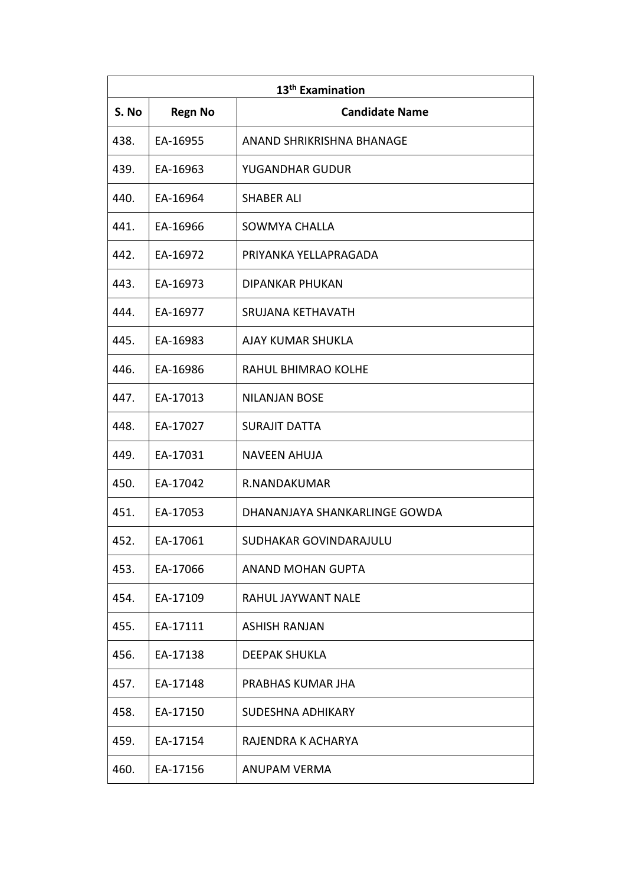| 13th Examination | | |
|---|---|---|
| **S. No** | **Regn No** | **Candidate Name** |
| 438. | EA-16955 | ANAND SHRIKRISHNA BHANAGE |
| 439. | EA-16963 | YUGANDHAR GUDUR |
| 440. | EA-16964 | SHABER ALI |
| 441. | EA-16966 | SOWMYA CHALLA |
| 442. | EA-16972 | PRIYANKA YELLAPRAGADA |
| 443. | EA-16973 | DIPANKAR PHUKAN |
| 444. | EA-16977 | SRUJANA KETHAVATH |
| 445. | EA-16983 | AJAY KUMAR SHUKLA |
| 446. | EA-16986 | RAHUL BHIMRAO KOLHE |
| 447. | EA-17013 | NILANJAN BOSE |
| 448. | EA-17027 | SURAJIT DATTA |
| 449. | EA-17031 | NAVEEN AHUJA |
| 450. | EA-17042 | R.NANDAKUMAR |
| 451. | EA-17053 | DHANANJAYA SHANKARLINGE GOWDA |
| 452. | EA-17061 | SUDHAKAR GOVINDARAJULU |
| 453. | EA-17066 | ANAND MOHAN GUPTA |
| 454. | EA-17109 | RAHUL JAYWANT NALE |
| 455. | EA-17111 | ASHISH RANJAN |
| 456. | EA-17138 | DEEPAK SHUKLA |
| 457. | EA-17148 | PRABHAS KUMAR JHA |
| 458. | EA-17150 | SUDESHNA ADHIKARY |
| 459. | EA-17154 | RAJENDRA K ACHARYA |
| 460. | EA-17156 | ANUPAM VERMA |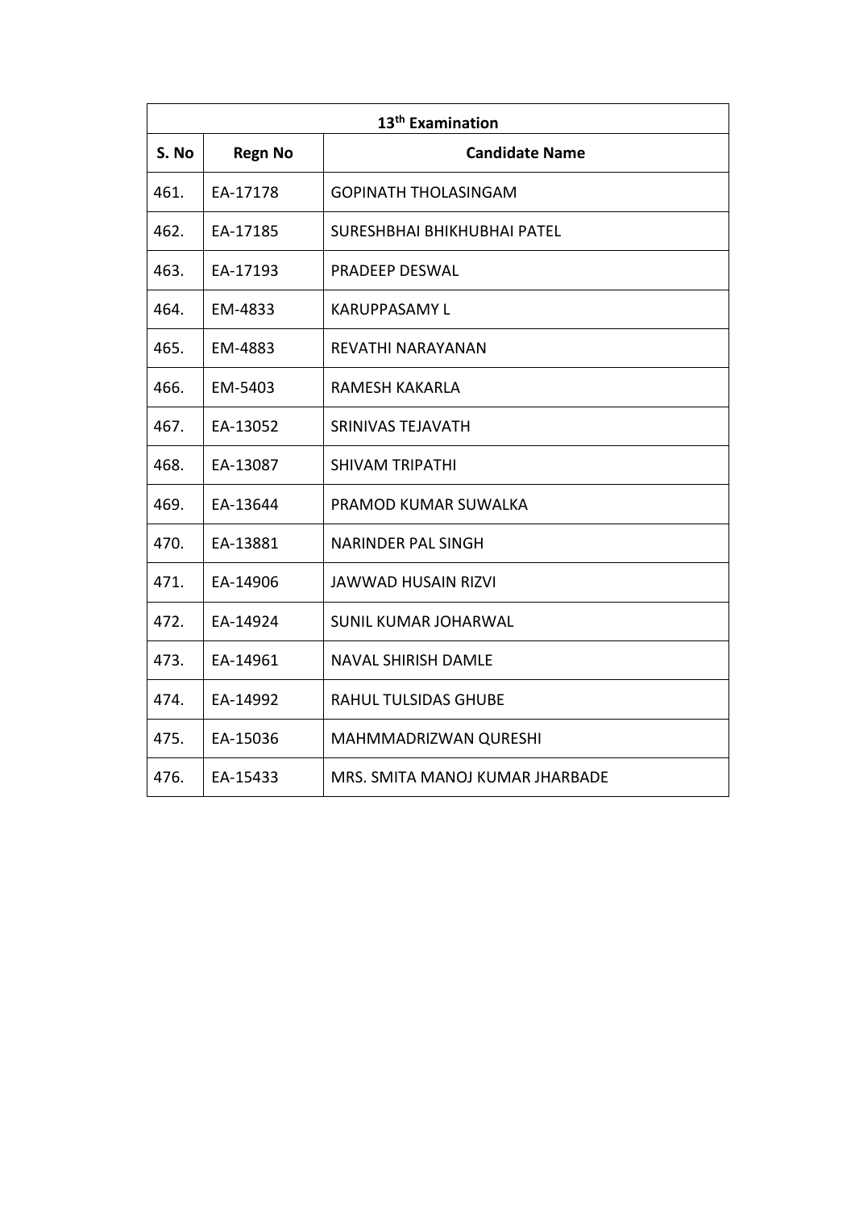| 13th Examination | | |
|---|---|---|
| **S. No** | **Regn No** | **Candidate Name** |
| 461. | EA-17178 | GOPINATH THOLASINGAM |
| 462. | EA-17185 | SURESHBHAI BHIKHUBHAI PATEL |
| 463. | EA-17193 | PRADEEP DESWAL |
| 464. | EM-4833 | KARUPPASAMY L |
| 465. | EM-4883 | REVATHI NARAYANAN |
| 466. | EM-5403 | RAMESH KAKARLA |
| 467. | EA-13052 | SRINIVAS TEJAVATH |
| 468. | EA-13087 | SHIVAM TRIPATHI |
| 469. | EA-13644 | PRAMOD KUMAR SUWALKA |
| 470. | EA-13881 | NARINDER PAL SINGH |
| 471. | EA-14906 | JAWWAD HUSAIN RIZVI |
| 472. | EA-14924 | SUNIL KUMAR JOHARWAL |
| 473. | EA-14961 | NAVAL SHIRISH DAMLE |
| 474. | EA-14992 | RAHUL TULSIDAS GHUBE |
| 475. | EA-15036 | MAHMMADRIZWAN QURESHI |
| 476. | EA-15433 | MRS. SMITA MANOJ KUMAR JHARBADE |